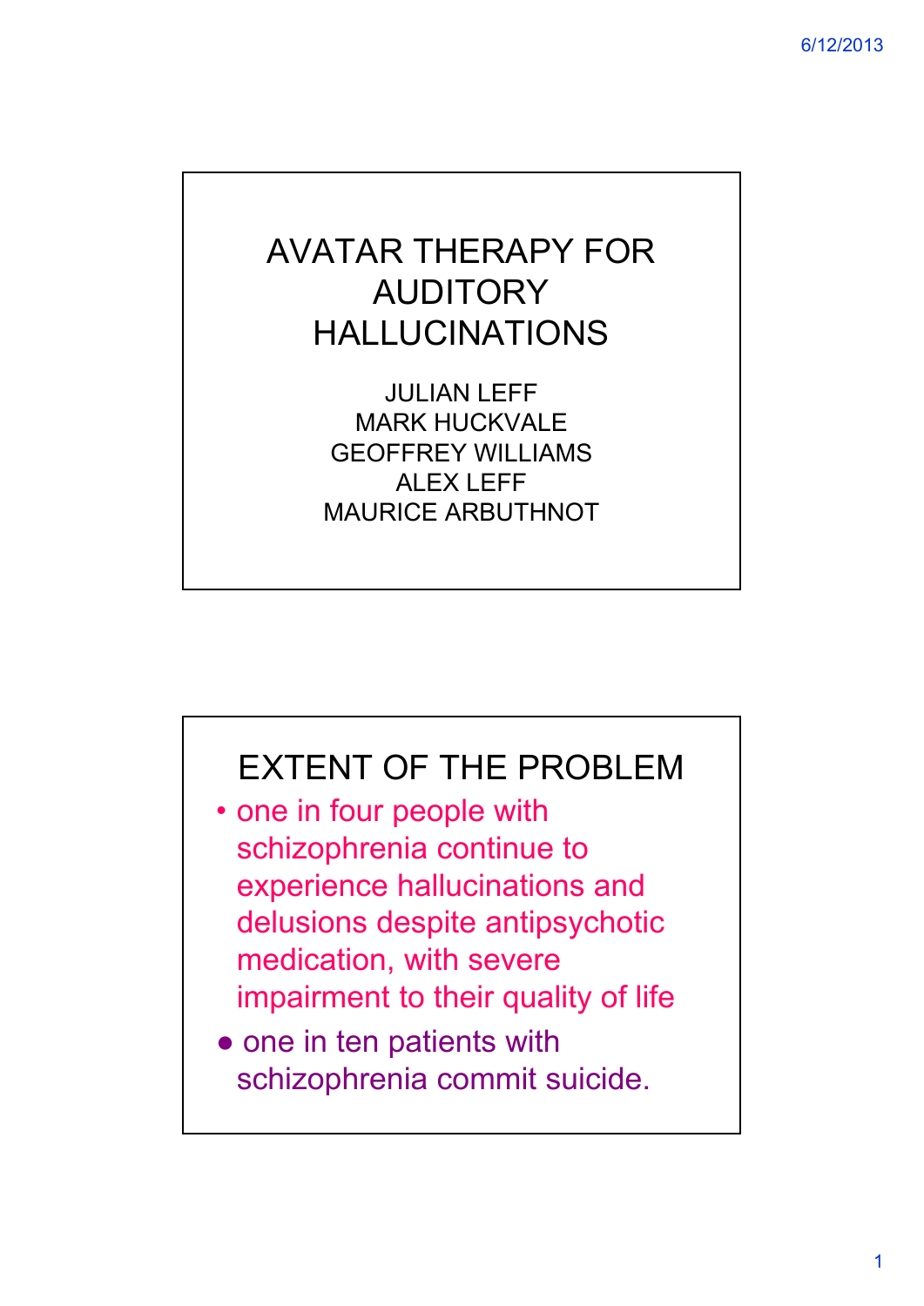# AVATAR THERAPY FOR AUDITORY HALLUCINATIONS

JULIAN LEFF
MARK HUCKVALE
GEOFFREY WILLIAMS
ALEX LEFF
MAURICE ARBUTHNOT

## EXTENT OF THE PROBLEM

- one in four people with schizophrenia continue to experience hallucinations and delusions despite antipsychotic medication, with severe impairment to their quality of life
- one in ten patients with schizophrenia commit suicide.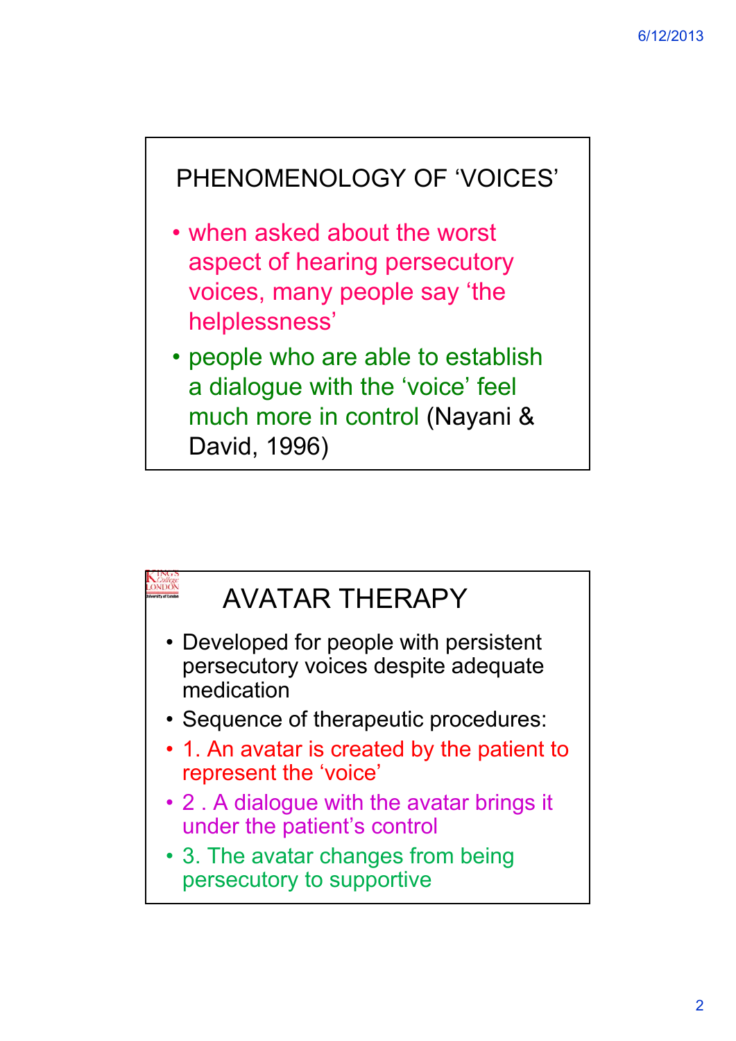## PHENOMENOLOGY OF 'VOICES'

- when asked about the worst aspect of hearing persecutory voices, many people say 'the helplessness'
- people who are able to establish a dialogue with the 'voice' feel much more in control (Nayani & David, 1996)

## AVATAR THERAPY

- Developed for people with persistent persecutory voices despite adequate medication
- Sequence of therapeutic procedures:
- 1. An avatar is created by the patient to represent the 'voice'
- 2 . A dialogue with the avatar brings it under the patient's control
- 3. The avatar changes from being persecutory to supportive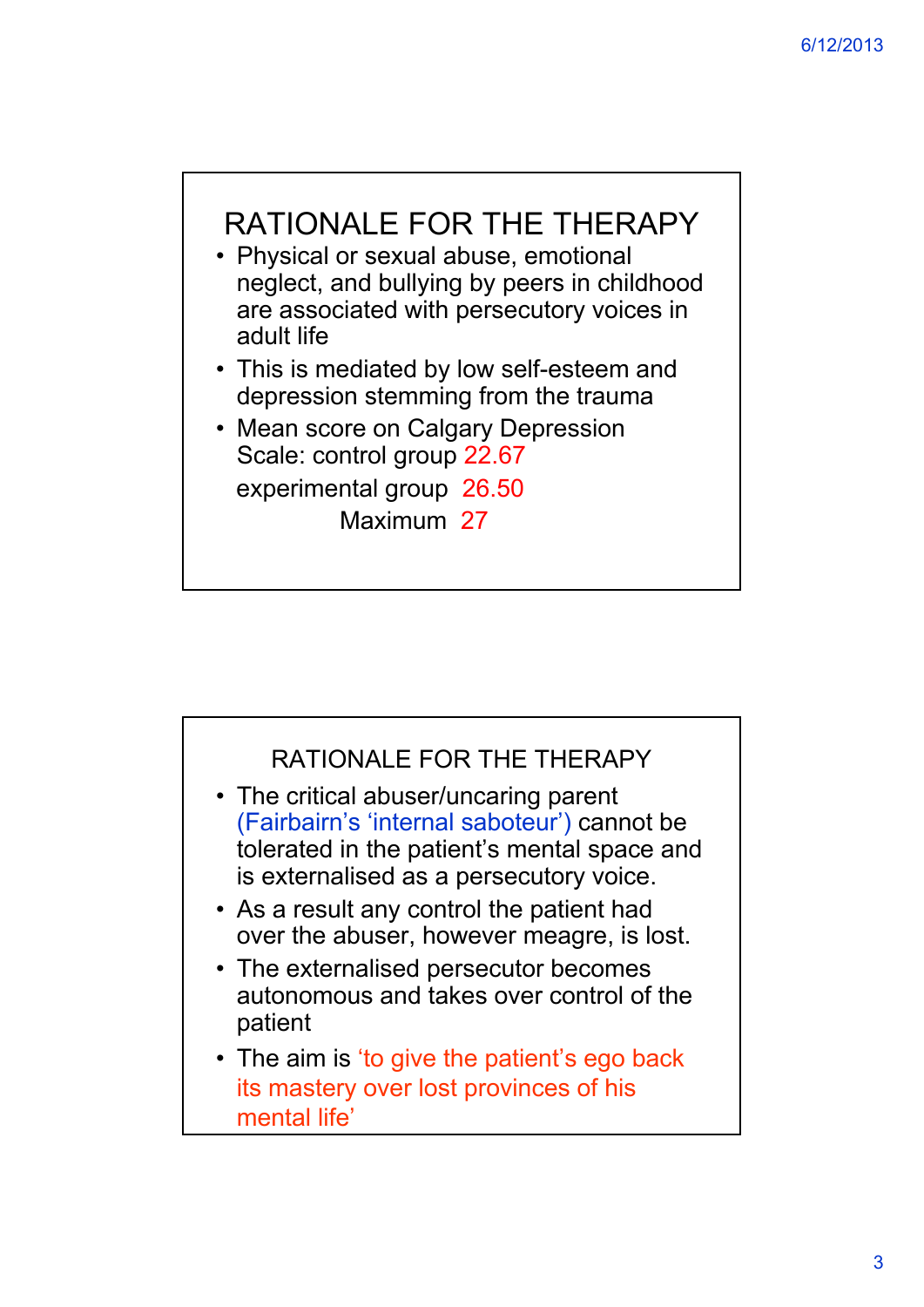## RATIONALE FOR THE THERAPY

- Physical or sexual abuse, emotional neglect, and bullying by peers in childhood are associated with persecutory voices in adult life
- This is mediated by low self-esteem and depression stemming from the trauma
- Mean score on Calgary Depression Scale: control group 22.67

  experimental group 26.50

  Maximum 27

## RATIONALE FOR THE THERAPY

- The critical abuser/uncaring parent (Fairbairn's 'internal saboteur') cannot be tolerated in the patient's mental space and is externalised as a persecutory voice.
- As a result any control the patient had over the abuser, however meagre, is lost.
- The externalised persecutor becomes autonomous and takes over control of the patient
- The aim is 'to give the patient's ego back its mastery over lost provinces of his mental life'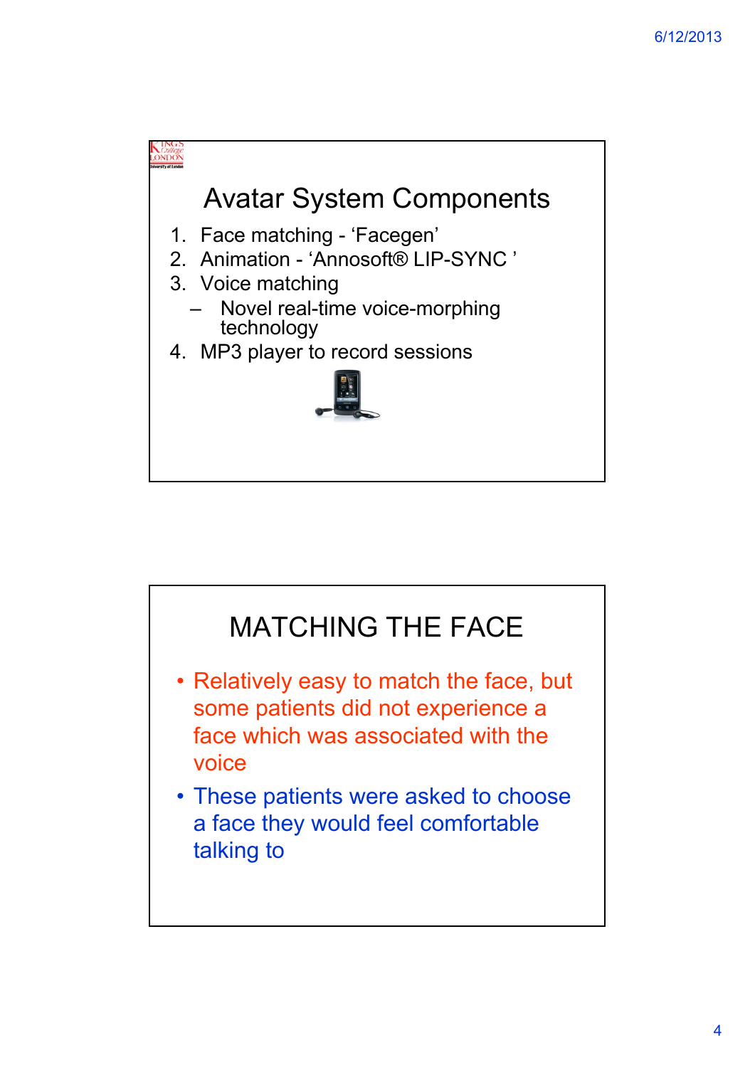## Avatar System Components

1. Face matching - 'Facegen'
2. Animation - 'Annosoft® LIP-SYNC '
3. Voice matching
   - Novel real-time voice-morphing technology
4. MP3 player to record sessions

## MATCHING THE FACE

- Relatively easy to match the face, but some patients did not experience a face which was associated with the voice
- These patients were asked to choose a face they would feel comfortable talking to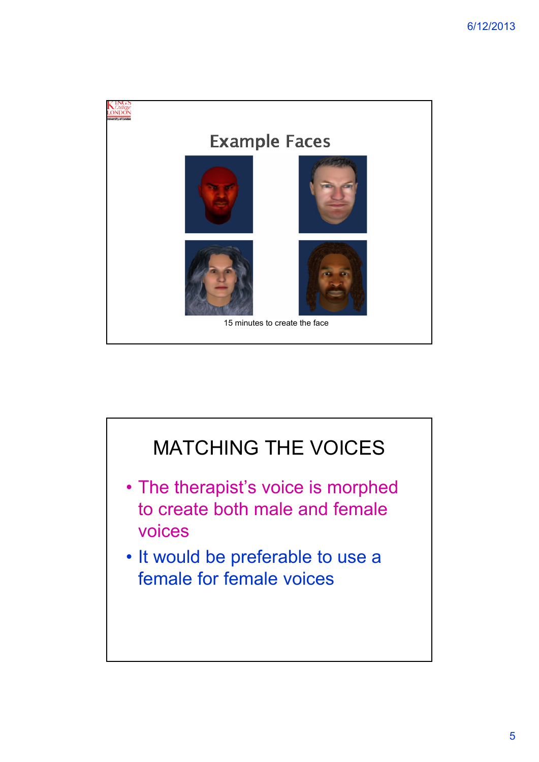## Example Faces

15 minutes to create the face

## MATCHING THE VOICES

- The therapist's voice is morphed to create both male and female voices
- It would be preferable to use a female for female voices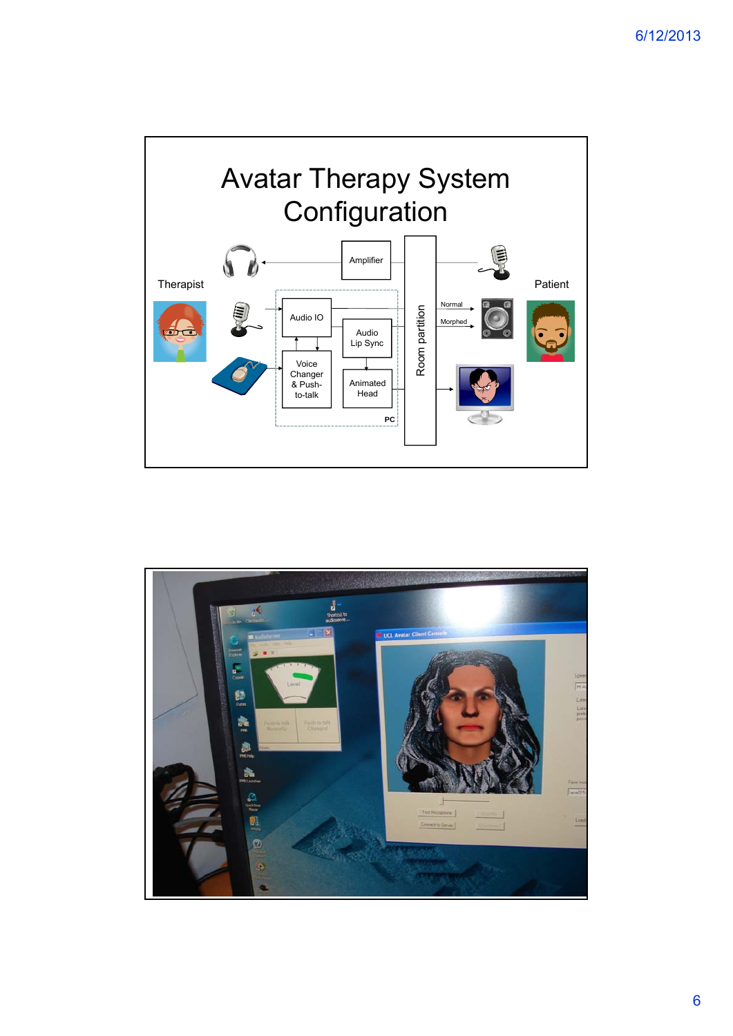# Avatar Therapy System Configuration

Therapist

Patient

Amplifier

Audio IO

Audio Lip Sync

Voice Changer & Push-to-talk

Animated Head

PC

Room partition

Normal

Morphed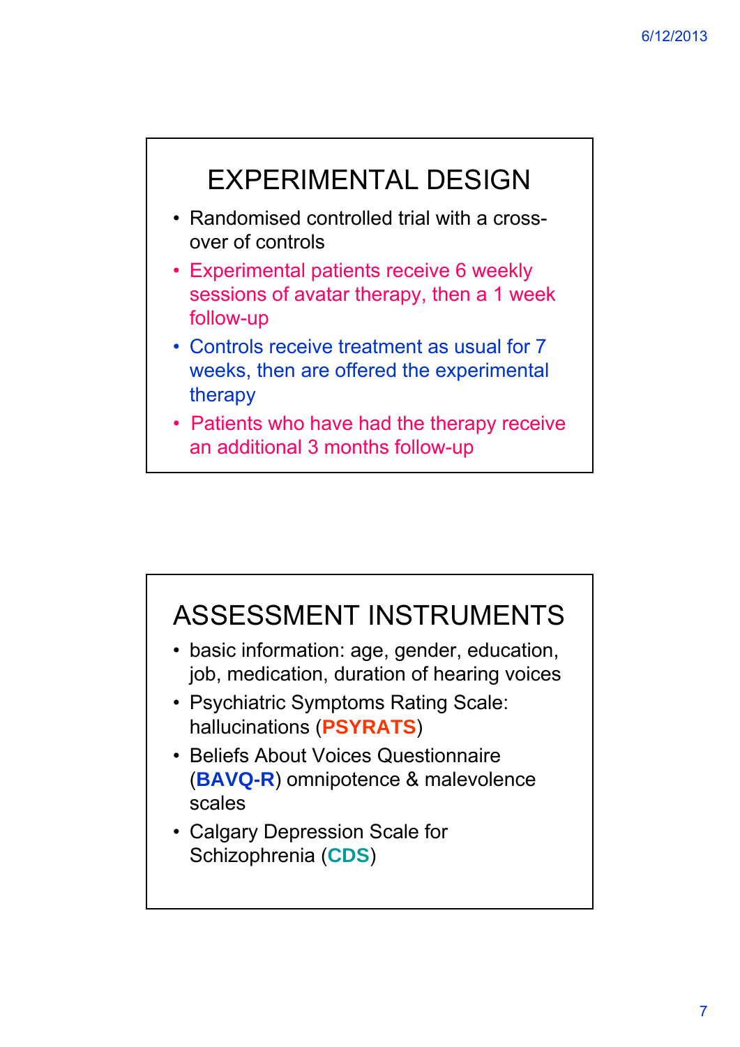# EXPERIMENTAL DESIGN

- Randomised controlled trial with a cross-over of controls
- Experimental patients receive 6 weekly sessions of avatar therapy, then a 1 week follow-up
- Controls receive treatment as usual for 7 weeks, then are offered the experimental therapy
- Patients who have had the therapy receive an additional 3 months follow-up

# ASSESSMENT INSTRUMENTS

- basic information: age, gender, education, job, medication, duration of hearing voices
- Psychiatric Symptoms Rating Scale: hallucinations (**PSYRATS**)
- Beliefs About Voices Questionnaire (**BAVQ-R**) omnipotence & malevolence scales
- Calgary Depression Scale for Schizophrenia (**CDS**)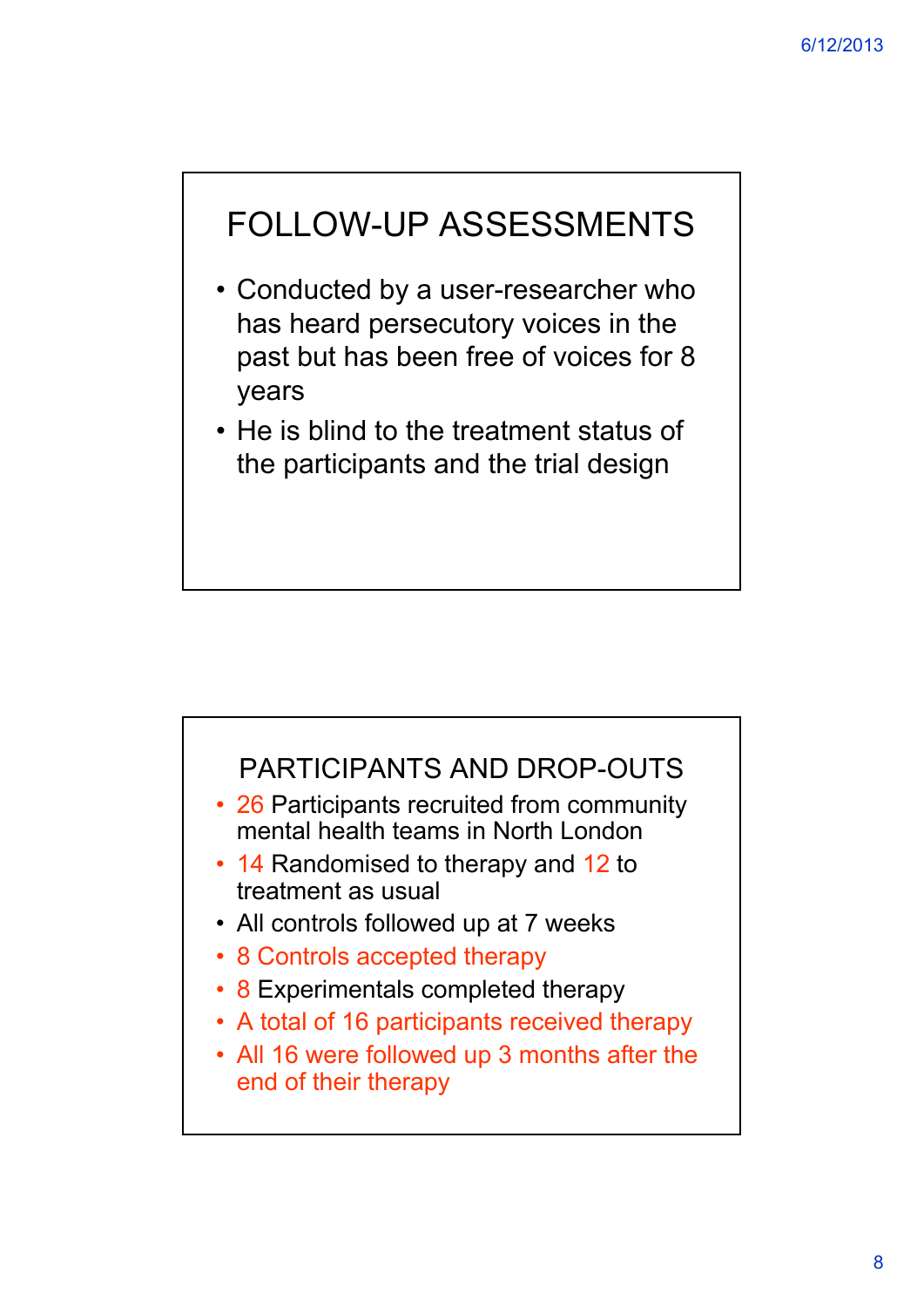## FOLLOW-UP ASSESSMENTS

- Conducted by a user-researcher who has heard persecutory voices in the past but has been free of voices for 8 years
- He is blind to the treatment status of the participants and the trial design

## PARTICIPANTS AND DROP-OUTS

- 26 Participants recruited from community mental health teams in North London
- 14 Randomised to therapy and 12 to treatment as usual
- All controls followed up at 7 weeks
- 8 Controls accepted therapy
- 8 Experimentals completed therapy
- A total of 16 participants received therapy
- All 16 were followed up 3 months after the end of their therapy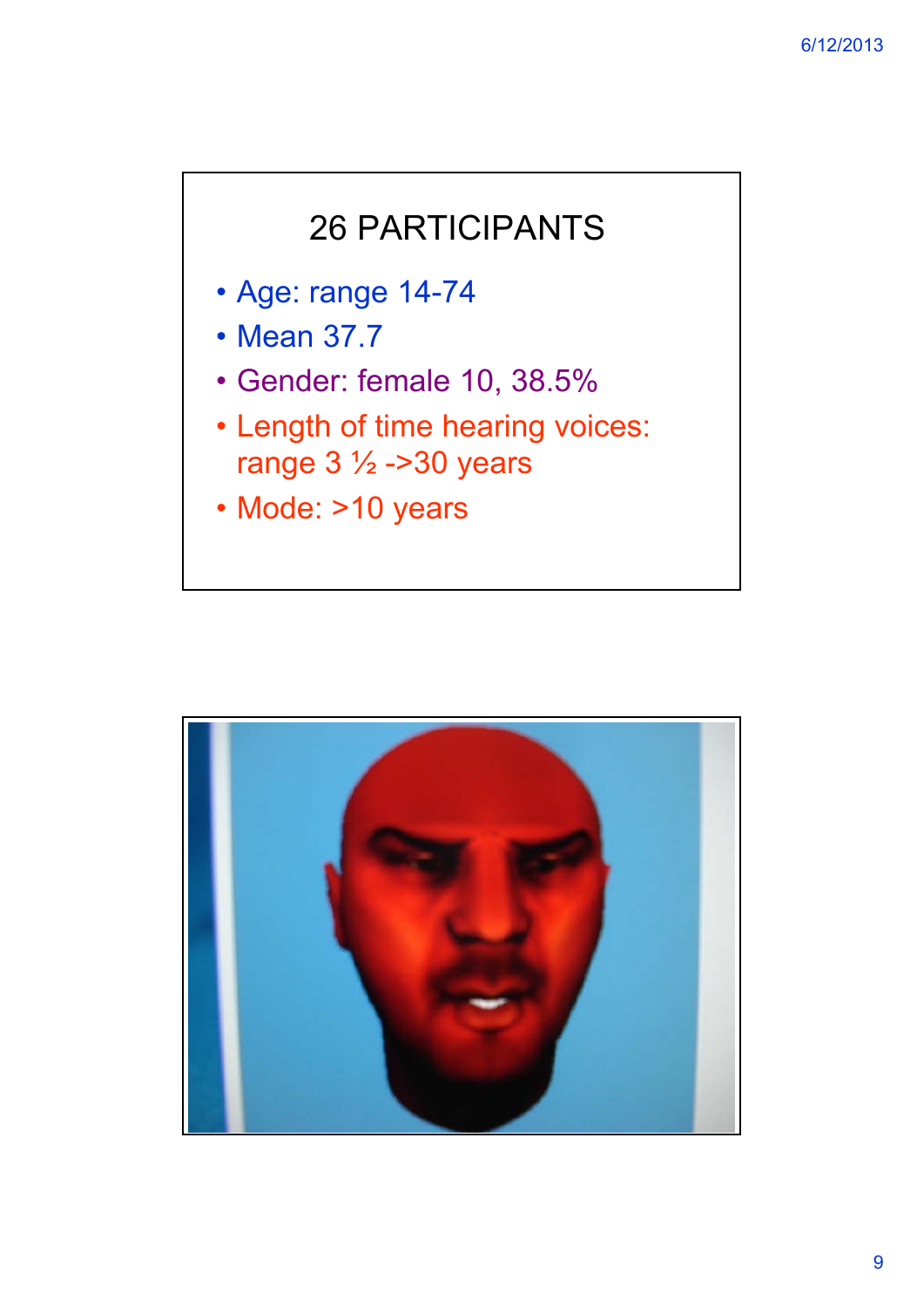## 26 PARTICIPANTS

- Age: range 14-74
- Mean 37.7
- Gender: female 10, 38.5%
- Length of time hearing voices: range 3 ½ ->30 years
- Mode: >10 years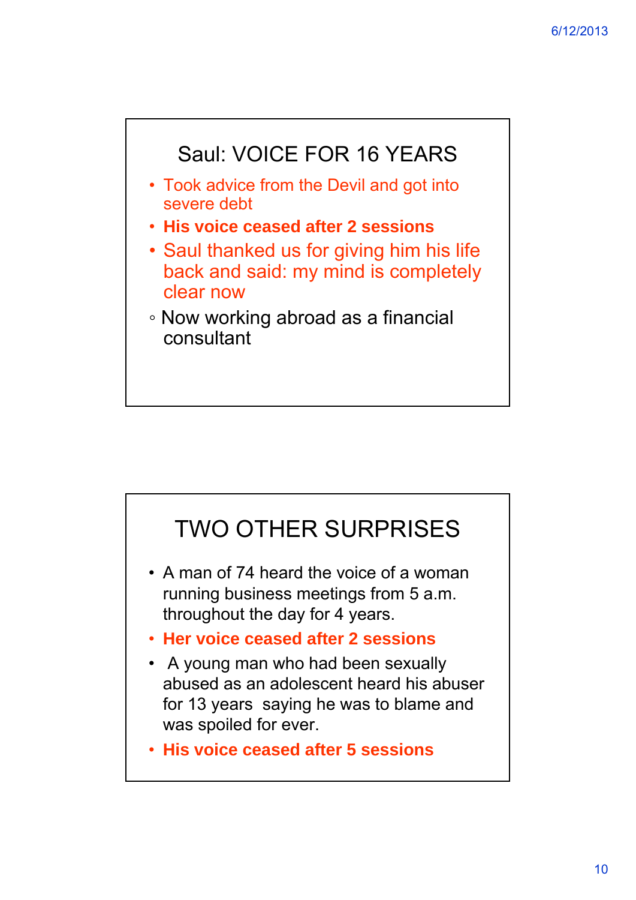## Saul: VOICE FOR 16 YEARS

- Took advice from the Devil and got into severe debt
- **His voice ceased after 2 sessions**
- Saul thanked us for giving him his life back and said: my mind is completely clear now
  - Now working abroad as a financial consultant

## TWO OTHER SURPRISES

- A man of 74 heard the voice of a woman running business meetings from 5 a.m. throughout the day for 4 years.
- **Her voice ceased after 2 sessions**
- A young man who had been sexually abused as an adolescent heard his abuser for 13 years saying he was to blame and was spoiled for ever.
- **His voice ceased after 5 sessions**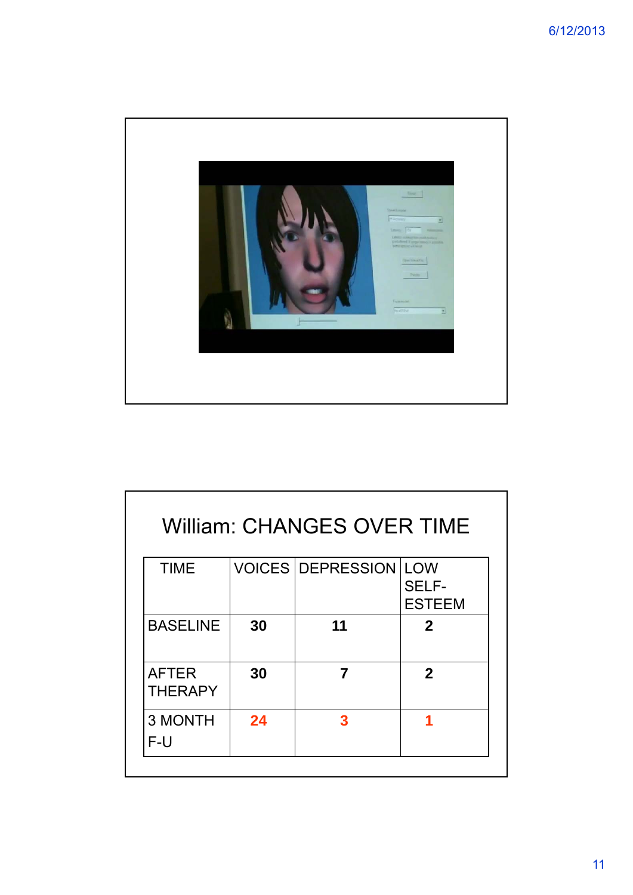## William: CHANGES OVER TIME

| TIME | VOICES | DEPRESSION | LOW SELF-ESTEEM |
|---|---|---|---|
| BASELINE | **30** | **11** | **2** |
| AFTER THERAPY | **30** | **7** | **2** |
| 3 MONTH F-U | **24** | **3** | **1** |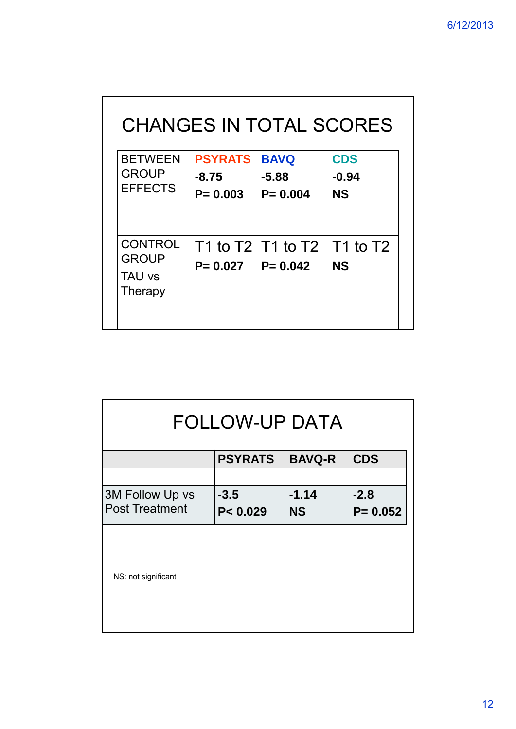## CHANGES IN TOTAL SCORES

| BETWEEN GROUP EFFECTS | **PSYRATS**<br>**-8.75**<br>**P= 0.003** | **BAVQ**<br>**-5.88**<br>**P= 0.004** | **CDS**<br>**-0.94**<br>**NS** |
|---|---|---|---|
| CONTROL GROUP<br>TAU vs Therapy | T1 to T2<br>**P= 0.027** | T1 to T2<br>**P= 0.042** | T1 to T2<br>**NS** |

## FOLLOW-UP DATA

| | **PSYRATS** | **BAVQ-R** | **CDS** |
|---|---|---|---|
| | | | |
| 3M Follow Up vs Post Treatment | **-3.5**<br>**P< 0.029** | **-1.14**<br>**NS** | **-2.8**<br>**P= 0.052** |

NS: not significant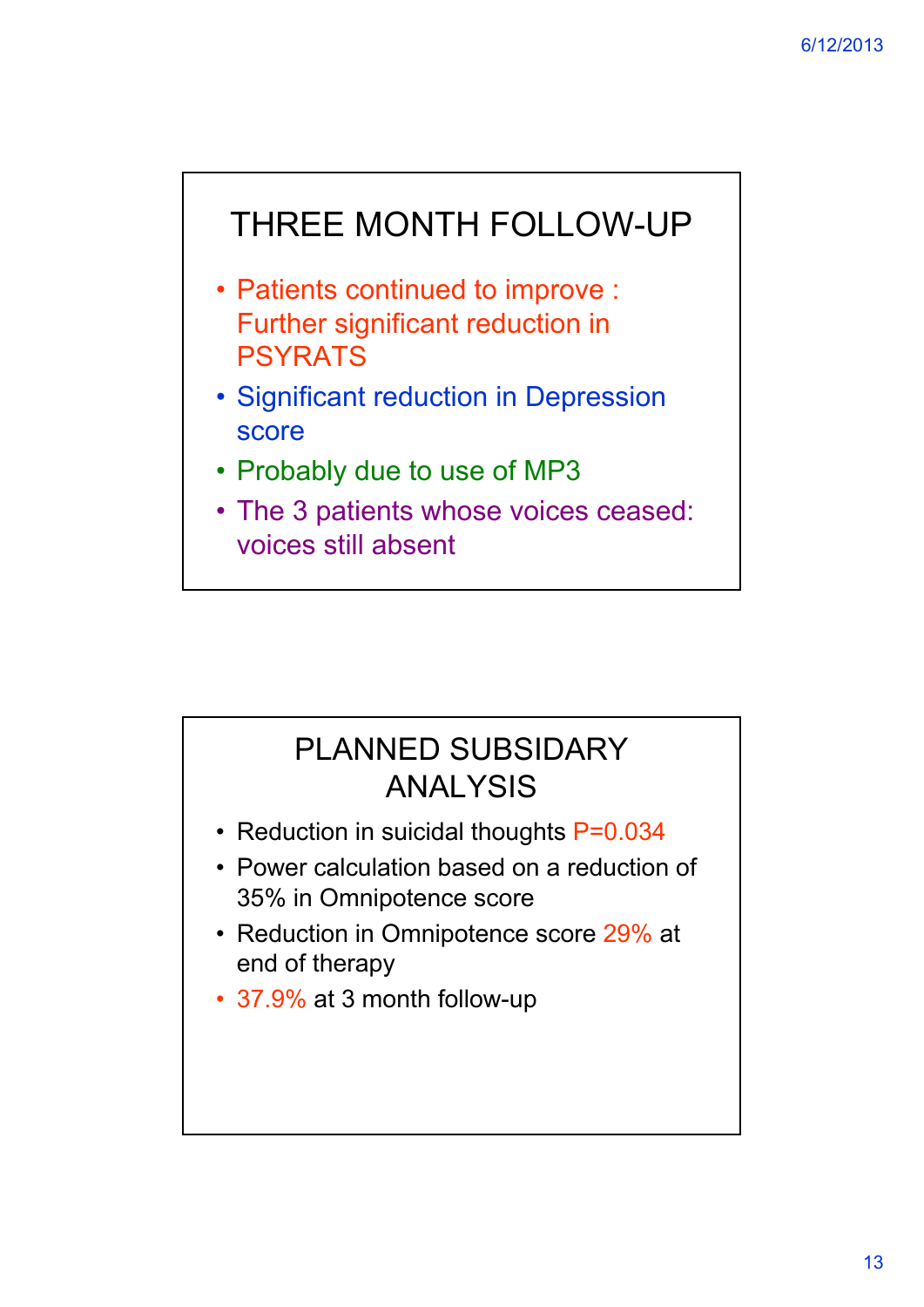## THREE MONTH FOLLOW-UP

- Patients continued to improve : Further significant reduction in PSYRATS
- Significant reduction in Depression score
- Probably due to use of MP3
- The 3 patients whose voices ceased: voices still absent

## PLANNED SUBSIDARY ANALYSIS

- Reduction in suicidal thoughts P=0.034
- Power calculation based on a reduction of 35% in Omnipotence score
- Reduction in Omnipotence score 29% at end of therapy
- 37.9% at 3 month follow-up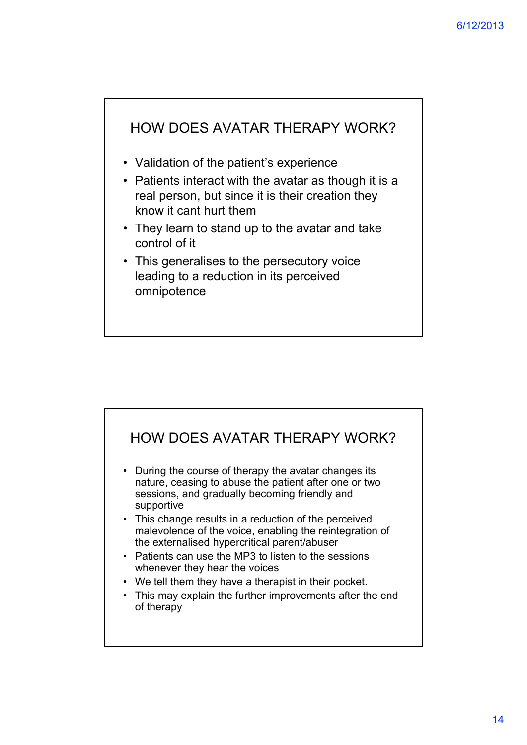## HOW DOES AVATAR THERAPY WORK?

- Validation of the patient’s experience
- Patients interact with the avatar as though it is a real person, but since it is their creation they know it cant hurt them
- They learn to stand up to the avatar and take control of it
- This generalises to the persecutory voice leading to a reduction in its perceived omnipotence

## HOW DOES AVATAR THERAPY WORK?

- During the course of therapy the avatar changes its nature, ceasing to abuse the patient after one or two sessions, and gradually becoming friendly and supportive
- This change results in a reduction of the perceived malevolence of the voice, enabling the reintegration of the externalised hypercritical parent/abuser
- Patients can use the MP3 to listen to the sessions whenever they hear the voices
- We tell them they have a therapist in their pocket.
- This may explain the further improvements after the end of therapy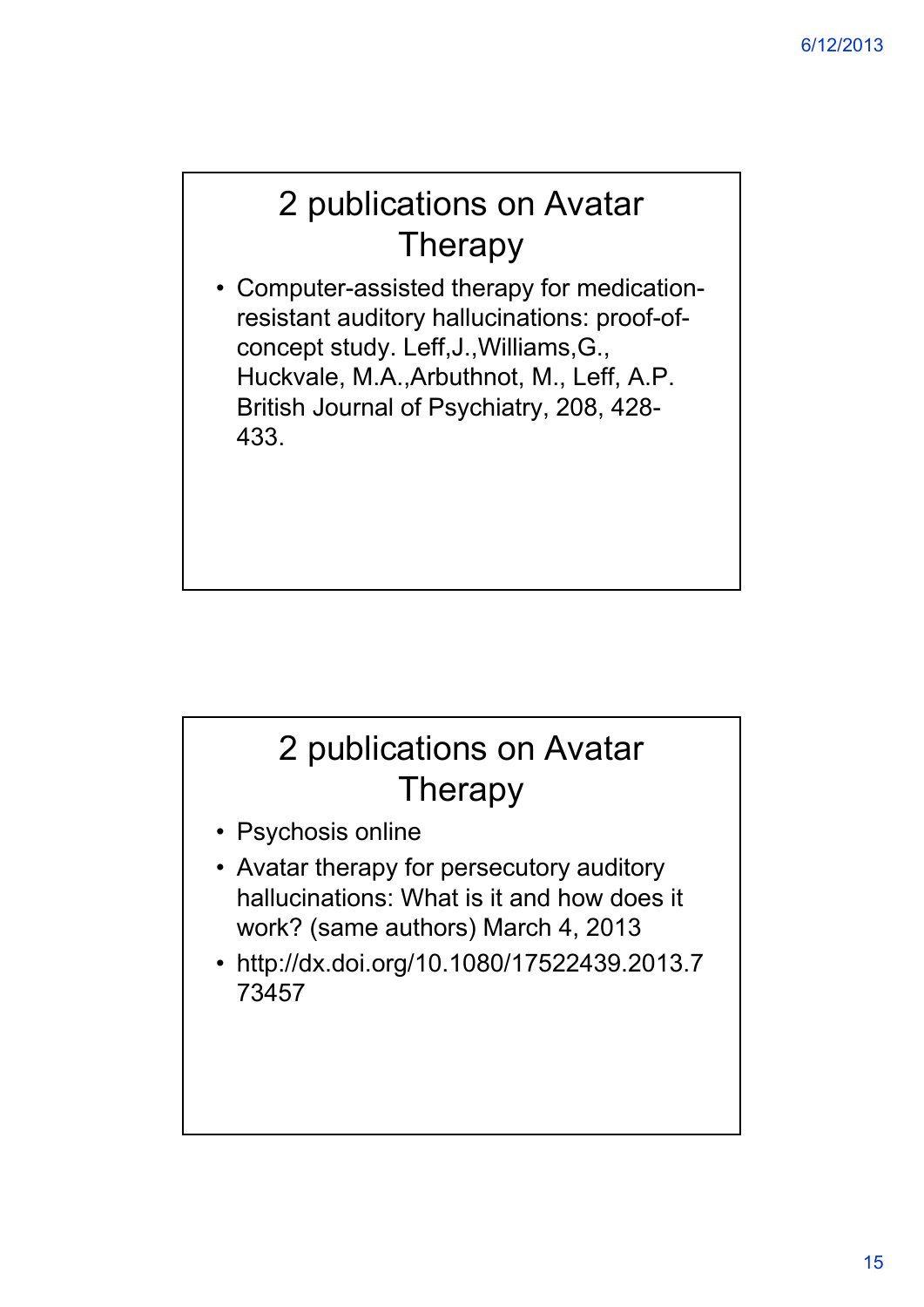## 2 publications on Avatar Therapy

- Computer-assisted therapy for medication-resistant auditory hallucinations: proof-of-concept study. Leff,J.,Williams,G., Huckvale, M.A.,Arbuthnot, M., Leff, A.P. British Journal of Psychiatry, 208, 428-433.

## 2 publications on Avatar Therapy

- Psychosis online
- Avatar therapy for persecutory auditory hallucinations: What is it and how does it work? (same authors) March 4, 2013
- http://dx.doi.org/10.1080/17522439.2013.773457